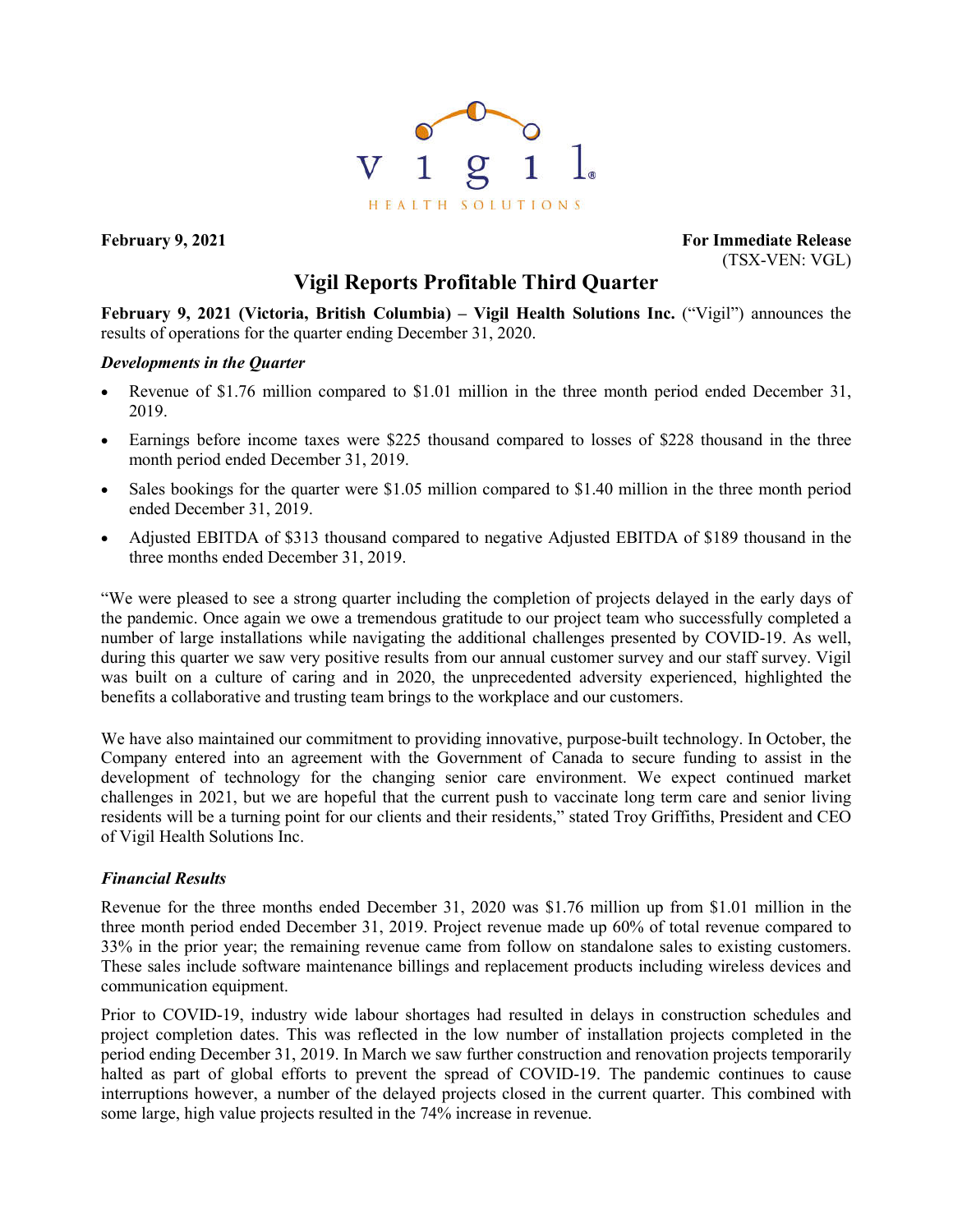**February 9, 2021**

**For Immediate Release**
(TSX-VEN: VGL)

# Vigil Reports Profitable Third Quarter

**February 9, 2021 (Victoria, British Columbia) – Vigil Health Solutions Inc.** ("Vigil") announces the results of operations for the quarter ending December 31, 2020.

### *Developments in the Quarter*

- Revenue of $1.76 million compared to $1.01 million in the three month period ended December 31, 2019.
- Earnings before income taxes were $225 thousand compared to losses of $228 thousand in the three month period ended December 31, 2019.
- Sales bookings for the quarter were $1.05 million compared to $1.40 million in the three month period ended December 31, 2019.
- Adjusted EBITDA of $313 thousand compared to negative Adjusted EBITDA of $189 thousand in the three months ended December 31, 2019.

"We were pleased to see a strong quarter including the completion of projects delayed in the early days of the pandemic. Once again we owe a tremendous gratitude to our project team who successfully completed a number of large installations while navigating the additional challenges presented by COVID-19. As well, during this quarter we saw very positive results from our annual customer survey and our staff survey. Vigil was built on a culture of caring and in 2020, the unprecedented adversity experienced, highlighted the benefits a collaborative and trusting team brings to the workplace and our customers.

We have also maintained our commitment to providing innovative, purpose-built technology. In October, the Company entered into an agreement with the Government of Canada to secure funding to assist in the development of technology for the changing senior care environment. We expect continued market challenges in 2021, but we are hopeful that the current push to vaccinate long term care and senior living residents will be a turning point for our clients and their residents," stated Troy Griffiths, President and CEO of Vigil Health Solutions Inc.

### *Financial Results*

Revenue for the three months ended December 31, 2020 was $1.76 million up from $1.01 million in the three month period ended December 31, 2019. Project revenue made up 60% of total revenue compared to 33% in the prior year; the remaining revenue came from follow on standalone sales to existing customers. These sales include software maintenance billings and replacement products including wireless devices and communication equipment.

Prior to COVID-19, industry wide labour shortages had resulted in delays in construction schedules and project completion dates. This was reflected in the low number of installation projects completed in the period ending December 31, 2019. In March we saw further construction and renovation projects temporarily halted as part of global efforts to prevent the spread of COVID-19. The pandemic continues to cause interruptions however, a number of the delayed projects closed in the current quarter. This combined with some large, high value projects resulted in the 74% increase in revenue.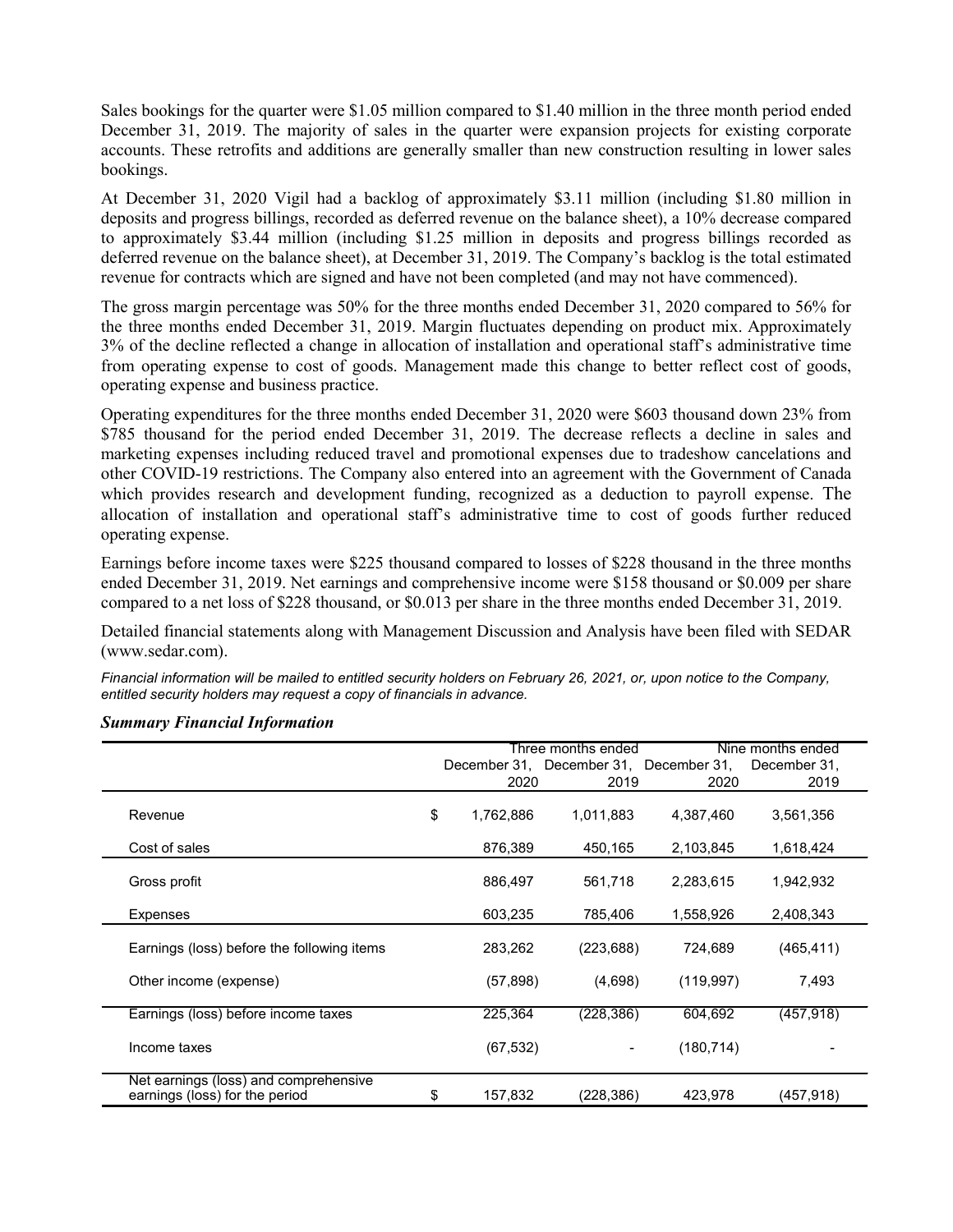Sales bookings for the quarter were $1.05 million compared to $1.40 million in the three month period ended December 31, 2019. The majority of sales in the quarter were expansion projects for existing corporate accounts. These retrofits and additions are generally smaller than new construction resulting in lower sales bookings.

At December 31, 2020 Vigil had a backlog of approximately $3.11 million (including $1.80 million in deposits and progress billings, recorded as deferred revenue on the balance sheet), a 10% decrease compared to approximately $3.44 million (including $1.25 million in deposits and progress billings recorded as deferred revenue on the balance sheet), at December 31, 2019. The Company's backlog is the total estimated revenue for contracts which are signed and have not been completed (and may not have commenced).

The gross margin percentage was 50% for the three months ended December 31, 2020 compared to 56% for the three months ended December 31, 2019. Margin fluctuates depending on product mix. Approximately 3% of the decline reflected a change in allocation of installation and operational staff's administrative time from operating expense to cost of goods. Management made this change to better reflect cost of goods, operating expense and business practice.

Operating expenditures for the three months ended December 31, 2020 were $603 thousand down 23% from $785 thousand for the period ended December 31, 2019. The decrease reflects a decline in sales and marketing expenses including reduced travel and promotional expenses due to tradeshow cancelations and other COVID-19 restrictions. The Company also entered into an agreement with the Government of Canada which provides research and development funding, recognized as a deduction to payroll expense. The allocation of installation and operational staff's administrative time to cost of goods further reduced operating expense.

Earnings before income taxes were $225 thousand compared to losses of $228 thousand in the three months ended December 31, 2019. Net earnings and comprehensive income were $158 thousand or $0.009 per share compared to a net loss of $228 thousand, or $0.013 per share in the three months ended December 31, 2019.

Detailed financial statements along with Management Discussion and Analysis have been filed with SEDAR (www.sedar.com).

*Financial information will be mailed to entitled security holders on February 26, 2021, or, upon notice to the Company, entitled security holders may request a copy of financials in advance.*

### *Summary Financial Information*

| | | Three months ended | | Nine months ended | |
|---|---|---|---|---|---|
| | | December 31, 2020 | December 31, 2019 | December 31, 2020 | December 31, 2019 |
| Revenue | $ | 1,762,886 | 1,011,883 | 4,387,460 | 3,561,356 |
| Cost of sales | | 876,389 | 450,165 | 2,103,845 | 1,618,424 |
| Gross profit | | 886,497 | 561,718 | 2,283,615 | 1,942,932 |
| Expenses | | 603,235 | 785,406 | 1,558,926 | 2,408,343 |
| Earnings (loss) before the following items | | 283,262 | (223,688) | 724,689 | (465,411) |
| Other income (expense) | | (57,898) | (4,698) | (119,997) | 7,493 |
| Earnings (loss) before income taxes | | 225,364 | (228,386) | 604,692 | (457,918) |
| Income taxes | | (67,532) | - | (180,714) | - |
| Net earnings (loss) and comprehensive earnings (loss) for the period | $ | 157,832 | (228,386) | 423,978 | (457,918) |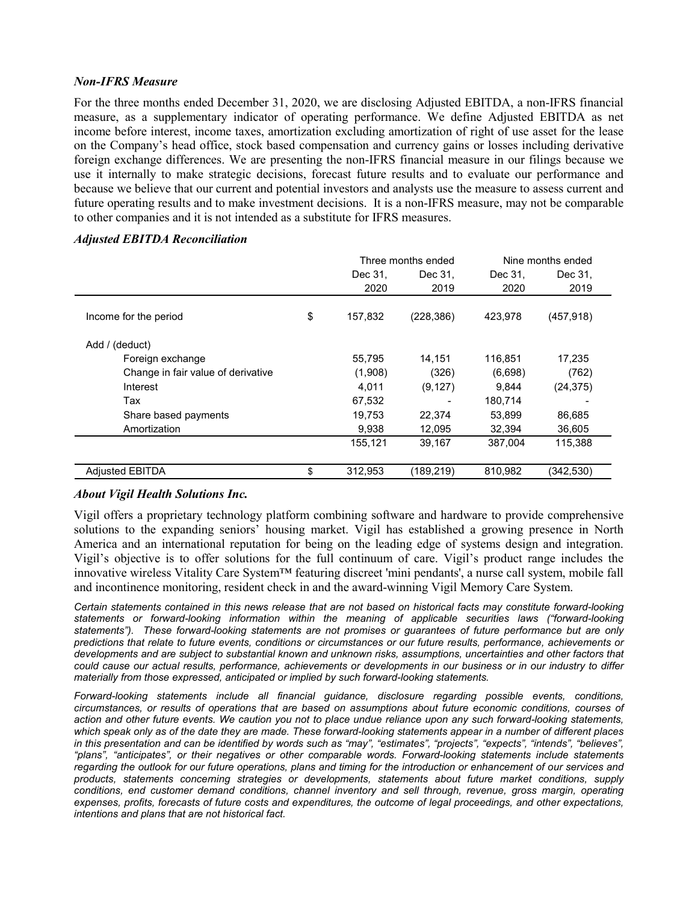***Non-IFRS Measure***

For the three months ended December 31, 2020, we are disclosing Adjusted EBITDA, a non-IFRS financial measure, as a supplementary indicator of operating performance. We define Adjusted EBITDA as net income before interest, income taxes, amortization excluding amortization of right of use asset for the lease on the Company's head office, stock based compensation and currency gains or losses including derivative foreign exchange differences. We are presenting the non-IFRS financial measure in our filings because we use it internally to make strategic decisions, forecast future results and to evaluate our performance and because we believe that our current and potential investors and analysts use the measure to assess current and future operating results and to make investment decisions. It is a non-IFRS measure, may not be comparable to other companies and it is not intended as a substitute for IFRS measures.

***Adjusted EBITDA Reconciliation***

| | | Three months ended | | Nine months ended | |
|---|---|---|---|---|---|
| | | Dec 31, 2020 | Dec 31, 2019 | Dec 31, 2020 | Dec 31, 2019 |
| Income for the period | $ | 157,832 | (228,386) | 423,978 | (457,918) |
| Add / (deduct) | | | | | |
| Foreign exchange | | 55,795 | 14,151 | 116,851 | 17,235 |
| Change in fair value of derivative | | (1,908) | (326) | (6,698) | (762) |
| Interest | | 4,011 | (9,127) | 9,844 | (24,375) |
| Tax | | 67,532 | - | 180,714 | - |
| Share based payments | | 19,753 | 22,374 | 53,899 | 86,685 |
| Amortization | | 9,938 | 12,095 | 32,394 | 36,605 |
| | | 155,121 | 39,167 | 387,004 | 115,388 |
| Adjusted EBITDA | $ | 312,953 | (189,219) | 810,982 | (342,530) |

***About Vigil Health Solutions Inc.***

Vigil offers a proprietary technology platform combining software and hardware to provide comprehensive solutions to the expanding seniors' housing market. Vigil has established a growing presence in North America and an international reputation for being on the leading edge of systems design and integration. Vigil's objective is to offer solutions for the full continuum of care. Vigil's product range includes the innovative wireless Vitality Care System™ featuring discreet 'mini pendants', a nurse call system, mobile fall and incontinence monitoring, resident check in and the award-winning Vigil Memory Care System.

*Certain statements contained in this news release that are not based on historical facts may constitute forward-looking statements or forward-looking information within the meaning of applicable securities laws ("forward-looking statements"). These forward-looking statements are not promises or guarantees of future performance but are only predictions that relate to future events, conditions or circumstances or our future results, performance, achievements or developments and are subject to substantial known and unknown risks, assumptions, uncertainties and other factors that could cause our actual results, performance, achievements or developments in our business or in our industry to differ materially from those expressed, anticipated or implied by such forward-looking statements.*

*Forward-looking statements include all financial guidance, disclosure regarding possible events, conditions, circumstances, or results of operations that are based on assumptions about future economic conditions, courses of action and other future events. We caution you not to place undue reliance upon any such forward-looking statements, which speak only as of the date they are made. These forward-looking statements appear in a number of different places in this presentation and can be identified by words such as "may", "estimates", "projects", "expects", "intends", "believes", "plans", "anticipates", or their negatives or other comparable words. Forward-looking statements include statements regarding the outlook for our future operations, plans and timing for the introduction or enhancement of our services and products, statements concerning strategies or developments, statements about future market conditions, supply conditions, end customer demand conditions, channel inventory and sell through, revenue, gross margin, operating expenses, profits, forecasts of future costs and expenditures, the outcome of legal proceedings, and other expectations, intentions and plans that are not historical fact.*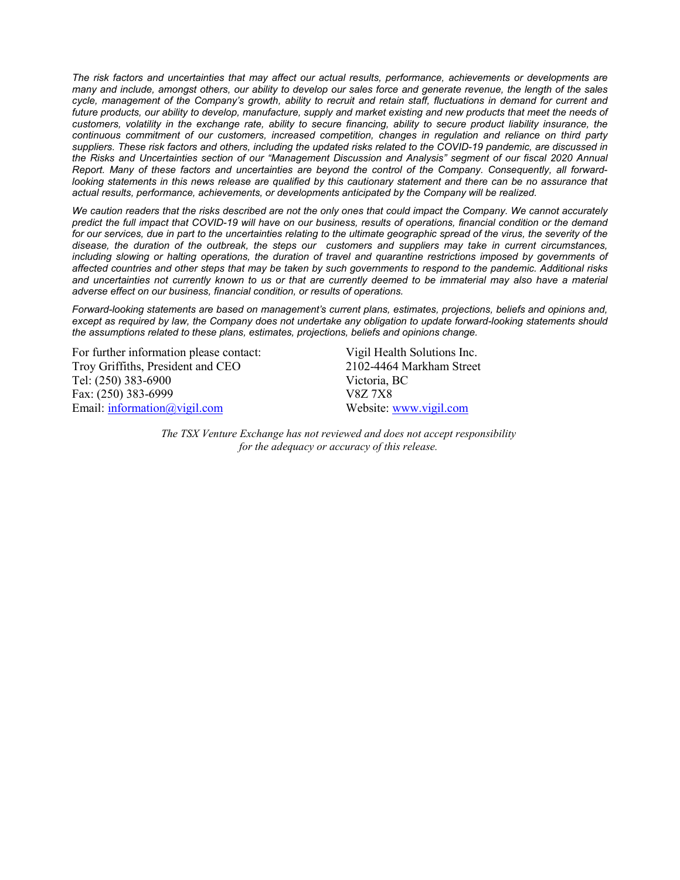*The risk factors and uncertainties that may affect our actual results, performance, achievements or developments are many and include, amongst others, our ability to develop our sales force and generate revenue, the length of the sales cycle, management of the Company's growth, ability to recruit and retain staff, fluctuations in demand for current and future products, our ability to develop, manufacture, supply and market existing and new products that meet the needs of customers, volatility in the exchange rate, ability to secure financing, ability to secure product liability insurance, the continuous commitment of our customers, increased competition, changes in regulation and reliance on third party suppliers. These risk factors and others, including the updated risks related to the COVID-19 pandemic, are discussed in the Risks and Uncertainties section of our "Management Discussion and Analysis" segment of our fiscal 2020 Annual Report. Many of these factors and uncertainties are beyond the control of the Company. Consequently, all forward-looking statements in this news release are qualified by this cautionary statement and there can be no assurance that actual results, performance, achievements, or developments anticipated by the Company will be realized.*

*We caution readers that the risks described are not the only ones that could impact the Company. We cannot accurately predict the full impact that COVID-19 will have on our business, results of operations, financial condition or the demand for our services, due in part to the uncertainties relating to the ultimate geographic spread of the virus, the severity of the disease, the duration of the outbreak, the steps our customers and suppliers may take in current circumstances, including slowing or halting operations, the duration of travel and quarantine restrictions imposed by governments of affected countries and other steps that may be taken by such governments to respond to the pandemic. Additional risks and uncertainties not currently known to us or that are currently deemed to be immaterial may also have a material adverse effect on our business, financial condition, or results of operations.*

*Forward-looking statements are based on management's current plans, estimates, projections, beliefs and opinions and, except as required by law, the Company does not undertake any obligation to update forward-looking statements should the assumptions related to these plans, estimates, projections, beliefs and opinions change.*

For further information please contact:
Troy Griffiths, President and CEO
Tel: (250) 383-6900
Fax: (250) 383-6999
Email: information@vigil.com

Vigil Health Solutions Inc.
2102-4464 Markham Street
Victoria, BC
V8Z 7X8
Website: www.vigil.com

*The TSX Venture Exchange has not reviewed and does not accept responsibility for the adequacy or accuracy of this release.*